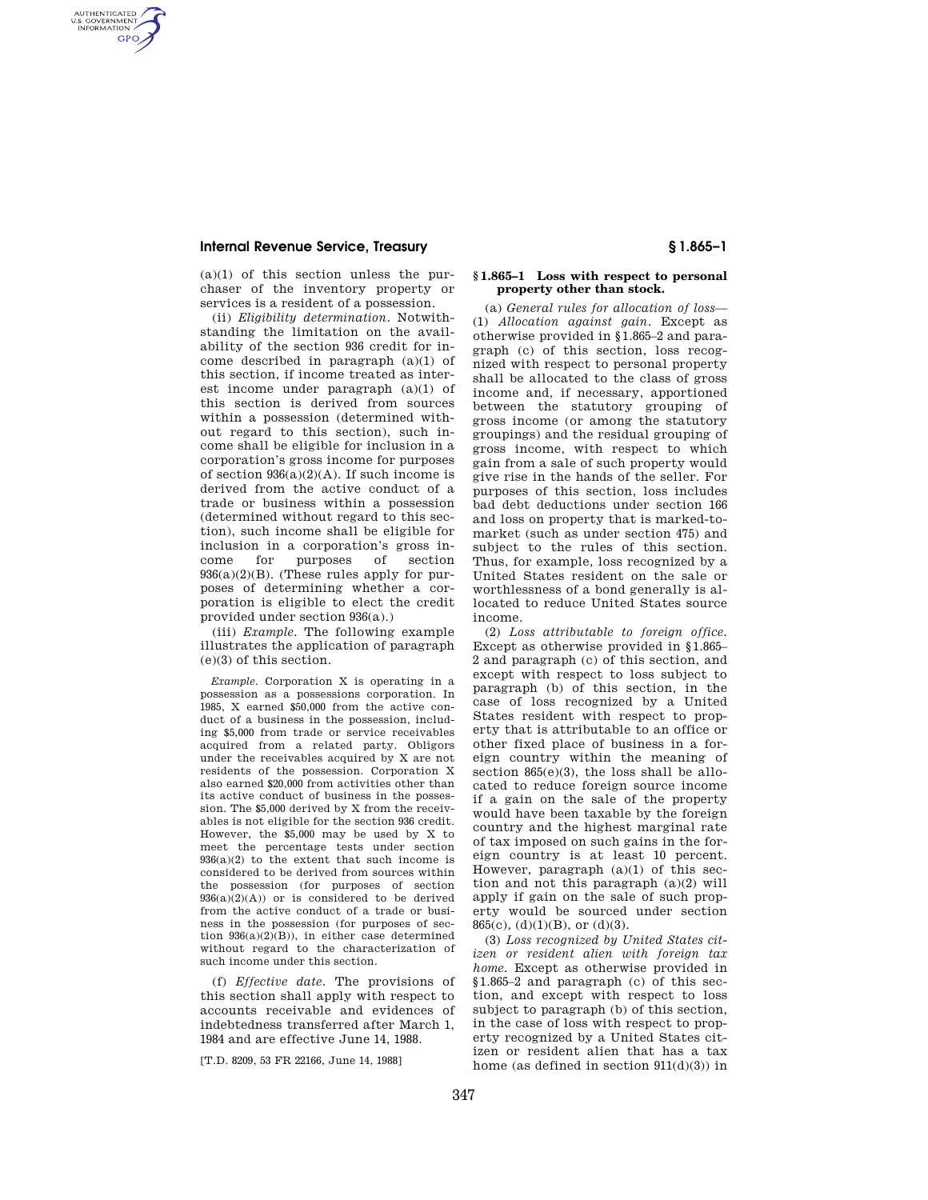(a)(1) of this section unless the purchaser of the inventory property or services is a resident of a possession.

(ii) *Eligibility determination.* Notwithstanding the limitation on the availability of the section 936 credit for income described in paragraph (a)(1) of this section, if income treated as interest income under paragraph (a)(1) of this section is derived from sources within a possession (determined without regard to this section), such income shall be eligible for inclusion in a corporation's gross income for purposes of section 936(a)(2)(A). If such income is derived from the active conduct of a trade or business within a possession (determined without regard to this section), such income shall be eligible for inclusion in a corporation's gross income for purposes of section 936(a)(2)(B). (These rules apply for purposes of determining whether a corporation is eligible to elect the credit provided under section 936(a).)

(iii) *Example.* The following example illustrates the application of paragraph (e)(3) of this section.

*Example.* Corporation X is operating in a possession as a possessions corporation. In 1985, X earned $50,000 from the active conduct of a business in the possession, including $5,000 from trade or service receivables acquired from a related party. Obligors under the receivables acquired by X are not residents of the possession. Corporation X also earned $20,000 from activities other than its active conduct of business in the possession. The $5,000 derived by X from the receivables is not eligible for the section 936 credit. However, the $5,000 may be used by X to meet the percentage tests under section 936(a)(2) to the extent that such income is considered to be derived from sources within the possession (for purposes of section 936(a)(2)(A)) or is considered to be derived from the active conduct of a trade or business in the possession (for purposes of section 936(a)(2)(B)), in either case determined without regard to the characterization of such income under this section.

(f) *Effective date.* The provisions of this section shall apply with respect to accounts receivable and evidences of indebtedness transferred after March 1, 1984 and are effective June 14, 1988.

[T.D. 8209, 53 FR 22166, June 14, 1988]

## § 1.865–1 Loss with respect to personal property other than stock.

(a) *General rules for allocation of loss*—(1) *Allocation against gain.* Except as otherwise provided in §1.865–2 and paragraph (c) of this section, loss recognized with respect to personal property shall be allocated to the class of gross income and, if necessary, apportioned between the statutory grouping of gross income (or among the statutory groupings) and the residual grouping of gross income, with respect to which gain from a sale of such property would give rise in the hands of the seller. For purposes of this section, loss includes bad debt deductions under section 166 and loss on property that is marked-to-market (such as under section 475) and subject to the rules of this section. Thus, for example, loss recognized by a United States resident on the sale or worthlessness of a bond generally is allocated to reduce United States source income.

(2) *Loss attributable to foreign office.* Except as otherwise provided in §1.865–2 and paragraph (c) of this section, and except with respect to loss subject to paragraph (b) of this section, in the case of loss recognized by a United States resident with respect to property that is attributable to an office or other fixed place of business in a foreign country within the meaning of section 865(e)(3), the loss shall be allocated to reduce foreign source income if a gain on the sale of the property would have been taxable by the foreign country and the highest marginal rate of tax imposed on such gains in the foreign country is at least 10 percent. However, paragraph (a)(1) of this section and not this paragraph (a)(2) will apply if gain on the sale of such property would be sourced under section 865(c), (d)(1)(B), or (d)(3).

(3) *Loss recognized by United States citizen or resident alien with foreign tax home.* Except as otherwise provided in §1.865–2 and paragraph (c) of this section, and except with respect to loss subject to paragraph (b) of this section, in the case of loss with respect to property recognized by a United States citizen or resident alien that has a tax home (as defined in section 911(d)(3)) in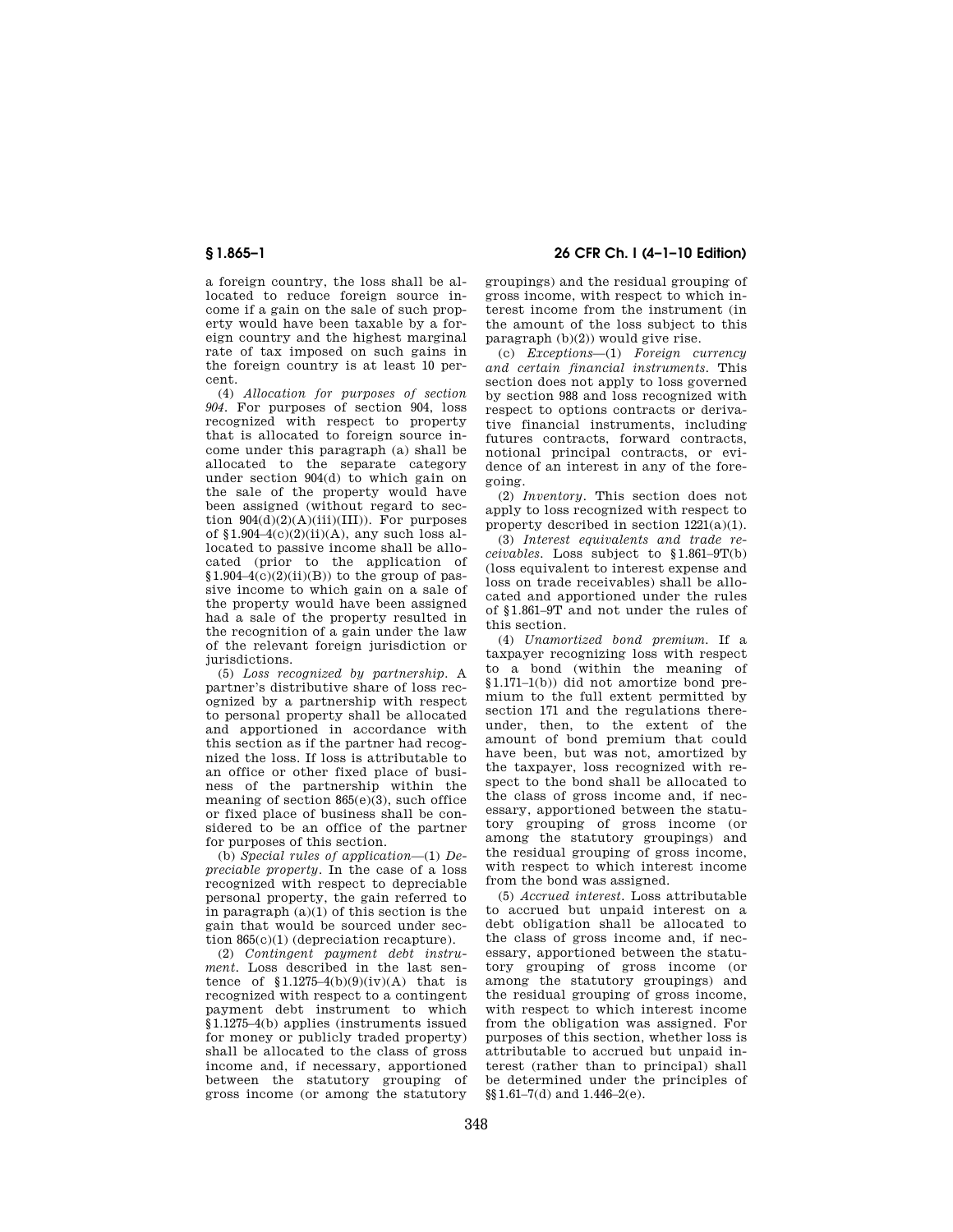a foreign country, the loss shall be allocated to reduce foreign source income if a gain on the sale of such property would have been taxable by a foreign country and the highest marginal rate of tax imposed on such gains in the foreign country is at least 10 percent.

(4) *Allocation for purposes of section 904.* For purposes of section 904, loss recognized with respect to property that is allocated to foreign source income under this paragraph (a) shall be allocated to the separate category under section 904(d) to which gain on the sale of the property would have been assigned (without regard to section 904(d)(2)(A)(iii)(III)). For purposes of §1.904–4(c)(2)(ii)(A), any such loss allocated to passive income shall be allocated (prior to the application of §1.904–4(c)(2)(ii)(B)) to the group of passive income to which gain on a sale of the property would have been assigned had a sale of the property resulted in the recognition of a gain under the law of the relevant foreign jurisdiction or jurisdictions.

(5) *Loss recognized by partnership.* A partner's distributive share of loss recognized by a partnership with respect to personal property shall be allocated and apportioned in accordance with this section as if the partner had recognized the loss. If loss is attributable to an office or other fixed place of business of the partnership within the meaning of section 865(e)(3), such office or fixed place of business shall be considered to be an office of the partner for purposes of this section.

(b) *Special rules of application*—(1) *Depreciable property.* In the case of a loss recognized with respect to depreciable personal property, the gain referred to in paragraph (a)(1) of this section is the gain that would be sourced under section 865(c)(1) (depreciation recapture).

(2) *Contingent payment debt instrument.* Loss described in the last sentence of §1.1275–4(b)(9)(iv)(A) that is recognized with respect to a contingent payment debt instrument to which §1.1275–4(b) applies (instruments issued for money or publicly traded property) shall be allocated to the class of gross income and, if necessary, apportioned between the statutory grouping of gross income (or among the statutory groupings) and the residual grouping of gross income, with respect to which interest income from the instrument (in the amount of the loss subject to this paragraph (b)(2)) would give rise.

(c) *Exceptions*—(1) *Foreign currency and certain financial instruments.* This section does not apply to loss governed by section 988 and loss recognized with respect to options contracts or derivative financial instruments, including futures contracts, forward contracts, notional principal contracts, or evidence of an interest in any of the foregoing.

(2) *Inventory.* This section does not apply to loss recognized with respect to property described in section 1221(a)(1).

(3) *Interest equivalents and trade receivables.* Loss subject to §1.861–9T(b) (loss equivalent to interest expense and loss on trade receivables) shall be allocated and apportioned under the rules of §1.861–9T and not under the rules of this section.

(4) *Unamortized bond premium.* If a taxpayer recognizing loss with respect to a bond (within the meaning of §1.171–1(b)) did not amortize bond premium to the full extent permitted by section 171 and the regulations thereunder, then, to the extent of the amount of bond premium that could have been, but was not, amortized by the taxpayer, loss recognized with respect to the bond shall be allocated to the class of gross income and, if necessary, apportioned between the statutory grouping of gross income (or among the statutory groupings) and the residual grouping of gross income, with respect to which interest income from the bond was assigned.

(5) *Accrued interest.* Loss attributable to accrued but unpaid interest on a debt obligation shall be allocated to the class of gross income and, if necessary, apportioned between the statutory grouping of gross income (or among the statutory groupings) and the residual grouping of gross income, with respect to which interest income from the obligation was assigned. For purposes of this section, whether loss is attributable to accrued but unpaid interest (rather than to principal) shall be determined under the principles of §§1.61–7(d) and 1.446–2(e).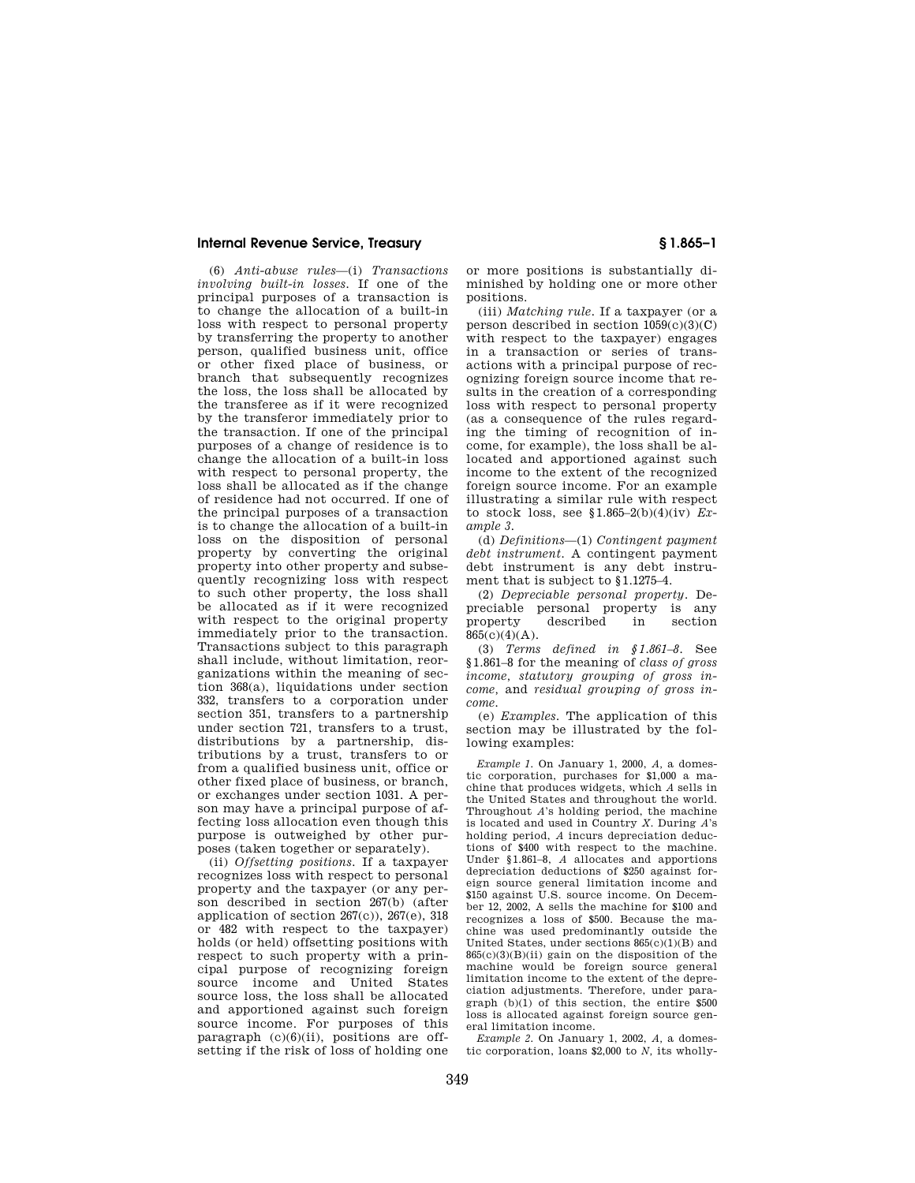(6) *Anti-abuse rules*—(i) *Transactions involving built-in losses*. If one of the principal purposes of a transaction is to change the allocation of a built-in loss with respect to personal property by transferring the property to another person, qualified business unit, office or other fixed place of business, or branch that subsequently recognizes the loss, the loss shall be allocated by the transferee as if it were recognized by the transferor immediately prior to the transaction. If one of the principal purposes of a change of residence is to change the allocation of a built-in loss with respect to personal property, the loss shall be allocated as if the change of residence had not occurred. If one of the principal purposes of a transaction is to change the allocation of a built-in loss on the disposition of personal property by converting the original property into other property and subsequently recognizing loss with respect to such other property, the loss shall be allocated as if it were recognized with respect to the original property immediately prior to the transaction. Transactions subject to this paragraph shall include, without limitation, reorganizations within the meaning of section 368(a), liquidations under section 332, transfers to a corporation under section 351, transfers to a partnership under section 721, transfers to a trust, distributions by a partnership, distributions by a trust, transfers to or from a qualified business unit, office or other fixed place of business, or branch, or exchanges under section 1031. A person may have a principal purpose of affecting loss allocation even though this purpose is outweighed by other purposes (taken together or separately).

(ii) *Offsetting positions*. If a taxpayer recognizes loss with respect to personal property and the taxpayer (or any person described in section 267(b) (after application of section 267(c)), 267(e), 318 or 482 with respect to the taxpayer) holds (or held) offsetting positions with respect to such property with a principal purpose of recognizing foreign source income and United States source loss, the loss shall be allocated and apportioned against such foreign source income. For purposes of this paragraph (c)(6)(ii), positions are offsetting if the risk of loss of holding one or more positions is substantially diminished by holding one or more other positions.

(iii) *Matching rule*. If a taxpayer (or a person described in section 1059(c)(3)(C) with respect to the taxpayer) engages in a transaction or series of transactions with a principal purpose of recognizing foreign source income that results in the creation of a corresponding loss with respect to personal property (as a consequence of the rules regarding the timing of recognition of income, for example), the loss shall be allocated and apportioned against such income to the extent of the recognized foreign source income. For an example illustrating a similar rule with respect to stock loss, see §1.865–2(b)(4)(iv) *Example 3*.

(d) *Definitions*—(1) *Contingent payment debt instrument*. A contingent payment debt instrument is any debt instrument that is subject to §1.1275–4.

(2) *Depreciable personal property*. Depreciable personal property is any property described in section 865(c)(4)(A).

(3) *Terms defined in §1.861–8*. See §1.861–8 for the meaning of *class of gross income, statutory grouping of gross income*, and *residual grouping of gross income*.

(e) *Examples*. The application of this section may be illustrated by the following examples:

*Example 1*. On January 1, 2000, *A*, a domestic corporation, purchases for $1,000 a machine that produces widgets, which *A* sells in the United States and throughout the world. Throughout *A*'s holding period, the machine is located and used in Country *X*. During *A*'s holding period, *A* incurs depreciation deductions of $400 with respect to the machine. Under §1.861–8, *A* allocates and apportions depreciation deductions of $250 against foreign source general limitation income and $150 against U.S. source income. On December 12, 2002, A sells the machine for $100 and recognizes a loss of $500. Because the machine was used predominantly outside the United States, under sections 865(c)(1)(B) and 865(c)(3)(B)(ii) gain on the disposition of the machine would be foreign source general limitation income to the extent of the depreciation adjustments. Therefore, under paragraph (b)(1) of this section, the entire $500 loss is allocated against foreign source general limitation income.

*Example 2*. On January 1, 2002, *A*, a domestic corporation, loans $2,000 to *N*, its wholly-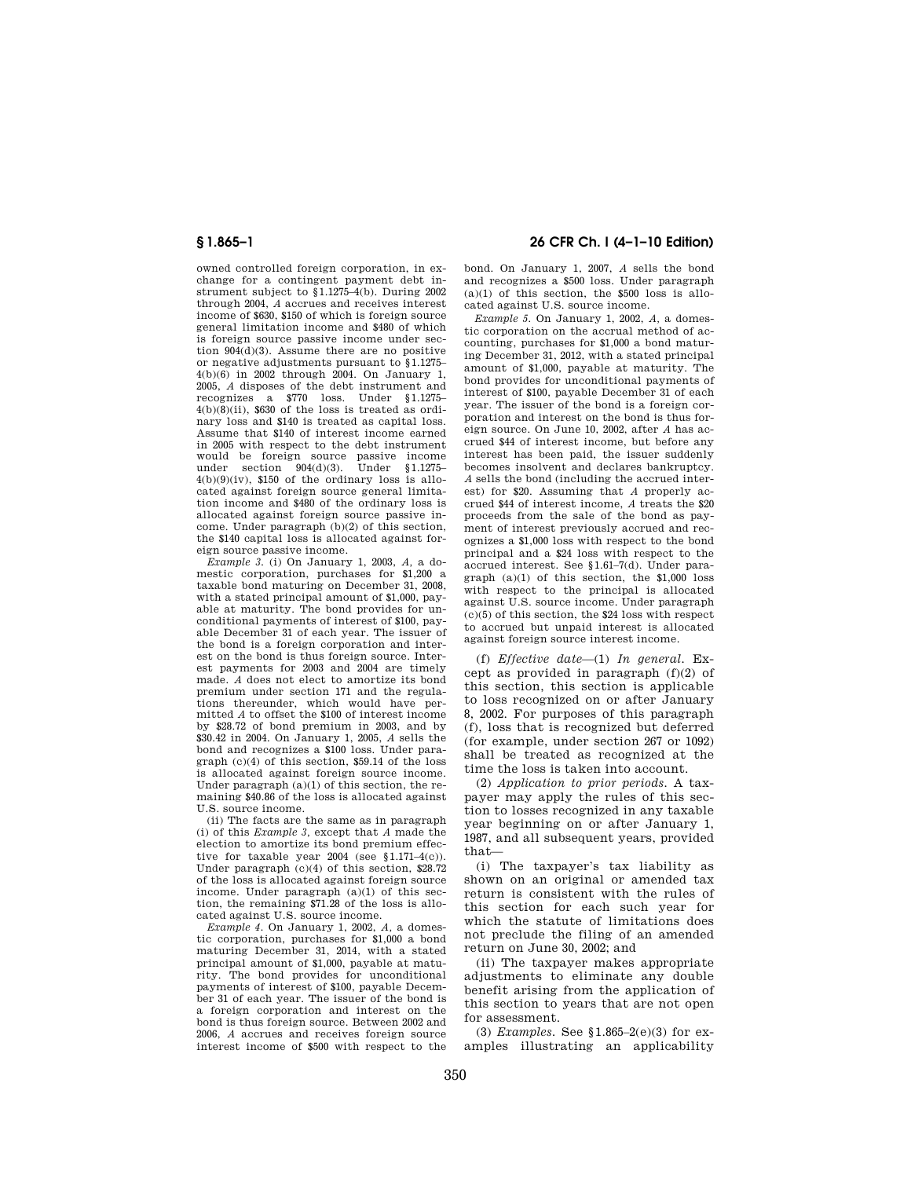owned controlled foreign corporation, in exchange for a contingent payment debt instrument subject to §1.1275–4(b). During 2002 through 2004, *A* accrues and receives interest income of $630, $150 of which is foreign source general limitation income and $480 of which is foreign source passive income under section 904(d)(3). Assume there are no positive or negative adjustments pursuant to §1.1275–4(b)(6) in 2002 through 2004. On January 1, 2005, *A* disposes of the debt instrument and recognizes a $770 loss. Under §1.1275–4(b)(8)(ii), $630 of the loss is treated as ordinary loss and $140 is treated as capital loss. Assume that $140 of interest income earned in 2005 with respect to the debt instrument would be foreign source passive income under section 904(d)(3). Under §1.1275–4(b)(9)(iv), $150 of the ordinary loss is allocated against foreign source general limitation income and $480 of the ordinary loss is allocated against foreign source passive income. Under paragraph (b)(2) of this section, the $140 capital loss is allocated against foreign source passive income.

*Example 3.* (i) On January 1, 2003, *A*, a domestic corporation, purchases for $1,200 a taxable bond maturing on December 31, 2008, with a stated principal amount of $1,000, payable at maturity. The bond provides for unconditional payments of interest of $100, payable December 31 of each year. The issuer of the bond is a foreign corporation and interest on the bond is thus foreign source. Interest payments for 2003 and 2004 are timely made. *A* does not elect to amortize its bond premium under section 171 and the regulations thereunder, which would have permitted *A* to offset the $100 of interest income by $28.72 of bond premium in 2003, and by $30.42 in 2004. On January 1, 2005, *A* sells the bond and recognizes a $100 loss. Under paragraph (c)(4) of this section, $59.14 of the loss is allocated against foreign source income. Under paragraph (a)(1) of this section, the remaining $40.86 of the loss is allocated against U.S. source income.

(ii) The facts are the same as in paragraph (i) of this *Example 3*, except that *A* made the election to amortize its bond premium effective for taxable year 2004 (see §1.171–4(c)). Under paragraph (c)(4) of this section, $28.72 of the loss is allocated against foreign source income. Under paragraph (a)(1) of this section, the remaining $71.28 of the loss is allocated against U.S. source income.

*Example 4.* On January 1, 2002, *A*, a domestic corporation, purchases for $1,000 a bond maturing December 31, 2014, with a stated principal amount of $1,000, payable at maturity. The bond provides for unconditional payments of interest of $100, payable December 31 of each year. The issuer of the bond is a foreign corporation and interest on the bond is thus foreign source. Between 2002 and 2006, *A* accrues and receives foreign source interest income of $500 with respect to the bond. On January 1, 2007, *A* sells the bond and recognizes a $500 loss. Under paragraph (a)(1) of this section, the $500 loss is allocated against U.S. source income.

*Example 5.* On January 1, 2002, *A*, a domestic corporation on the accrual method of accounting, purchases for $1,000 a bond maturing December 31, 2012, with a stated principal amount of $1,000, payable at maturity. The bond provides for unconditional payments of interest of $100, payable December 31 of each year. The issuer of the bond is a foreign corporation and interest on the bond is thus foreign source. On June 10, 2002, after *A* has accrued $44 of interest income, but before any interest has been paid, the issuer suddenly becomes insolvent and declares bankruptcy. *A* sells the bond (including the accrued interest) for $20. Assuming that *A* properly accrued $44 of interest income, *A* treats the $20 proceeds from the sale of the bond as payment of interest previously accrued and recognizes a $1,000 loss with respect to the bond principal and a $24 loss with respect to the accrued interest. See §1.61–7(d). Under paragraph (a)(1) of this section, the $1,000 loss with respect to the principal is allocated against U.S. source income. Under paragraph (c)(5) of this section, the $24 loss with respect to accrued but unpaid interest is allocated against foreign source interest income.

(f) *Effective date*—(1) *In general.* Except as provided in paragraph (f)(2) of this section, this section is applicable to loss recognized on or after January 8, 2002. For purposes of this paragraph (f), loss that is recognized but deferred (for example, under section 267 or 1092) shall be treated as recognized at the time the loss is taken into account.

(2) *Application to prior periods.* A taxpayer may apply the rules of this section to losses recognized in any taxable year beginning on or after January 1, 1987, and all subsequent years, provided that—

(i) The taxpayer's tax liability as shown on an original or amended tax return is consistent with the rules of this section for each such year for which the statute of limitations does not preclude the filing of an amended return on June 30, 2002; and

(ii) The taxpayer makes appropriate adjustments to eliminate any double benefit arising from the application of this section to years that are not open for assessment.

(3) *Examples.* See §1.865–2(e)(3) for examples illustrating an applicability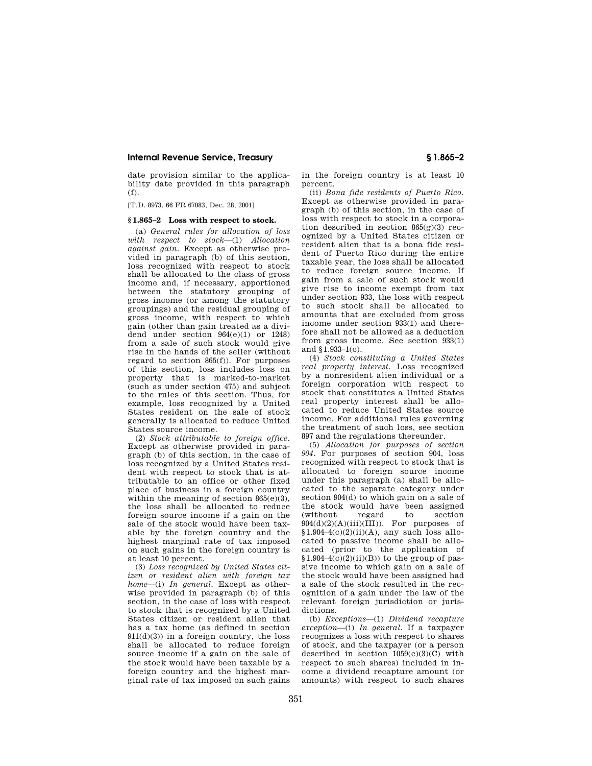date provision similar to the applicability date provided in this paragraph (f).

[T.D. 8973, 66 FR 67083, Dec. 28, 2001]

## § 1.865–2 Loss with respect to stock.

(a) *General rules for allocation of loss with respect to stock*—(1) *Allocation against gain.* Except as otherwise provided in paragraph (b) of this section, loss recognized with respect to stock shall be allocated to the class of gross income and, if necessary, apportioned between the statutory grouping of gross income (or among the statutory groupings) and the residual grouping of gross income, with respect to which gain (other than gain treated as a dividend under section 964(e)(1) or 1248) from a sale of such stock would give rise in the hands of the seller (without regard to section 865(f)). For purposes of this section, loss includes loss on property that is marked-to-market (such as under section 475) and subject to the rules of this section. Thus, for example, loss recognized by a United States resident on the sale of stock generally is allocated to reduce United States source income.

(2) *Stock attributable to foreign office.* Except as otherwise provided in paragraph (b) of this section, in the case of loss recognized by a United States resident with respect to stock that is attributable to an office or other fixed place of business in a foreign country within the meaning of section 865(e)(3), the loss shall be allocated to reduce foreign source income if a gain on the sale of the stock would have been taxable by the foreign country and the highest marginal rate of tax imposed on such gains in the foreign country is at least 10 percent.

(3) *Loss recognized by United States citizen or resident alien with foreign tax home*—(i) *In general.* Except as otherwise provided in paragraph (b) of this section, in the case of loss with respect to stock that is recognized by a United States citizen or resident alien that has a tax home (as defined in section 911(d)(3)) in a foreign country, the loss shall be allocated to reduce foreign source income if a gain on the sale of the stock would have been taxable by a foreign country and the highest marginal rate of tax imposed on such gains in the foreign country is at least 10 percent.

(ii) *Bona fide residents of Puerto Rico.* Except as otherwise provided in paragraph (b) of this section, in the case of loss with respect to stock in a corporation described in section 865(g)(3) recognized by a United States citizen or resident alien that is a bona fide resident of Puerto Rico during the entire taxable year, the loss shall be allocated to reduce foreign source income. If gain from a sale of such stock would give rise to income exempt from tax under section 933, the loss with respect to such stock shall be allocated to amounts that are excluded from gross income under section 933(1) and therefore shall not be allowed as a deduction from gross income. See section 933(1) and §1.933–1(c).

(4) *Stock constituting a United States real property interest.* Loss recognized by a nonresident alien individual or a foreign corporation with respect to stock that constitutes a United States real property interest shall be allocated to reduce United States source income. For additional rules governing the treatment of such loss, see section 897 and the regulations thereunder.

(5) *Allocation for purposes of section 904.* For purposes of section 904, loss recognized with respect to stock that is allocated to foreign source income under this paragraph (a) shall be allocated to the separate category under section 904(d) to which gain on a sale of the stock would have been assigned (without regard to section 904(d)(2)(A)(iii)(III)). For purposes of §1.904–4(c)(2)(ii)(A), any such loss allocated to passive income shall be allocated (prior to the application of §1.904–4(c)(2)(ii)(B)) to the group of passive income to which gain on a sale of the stock would have been assigned had a sale of the stock resulted in the recognition of a gain under the law of the relevant foreign jurisdiction or jurisdictions.

(b) *Exceptions*—(1) *Dividend recapture exception*—(i) *In general.* If a taxpayer recognizes a loss with respect to shares of stock, and the taxpayer (or a person described in section 1059(c)(3)(C) with respect to such shares) included in income a dividend recapture amount (or amounts) with respect to such shares